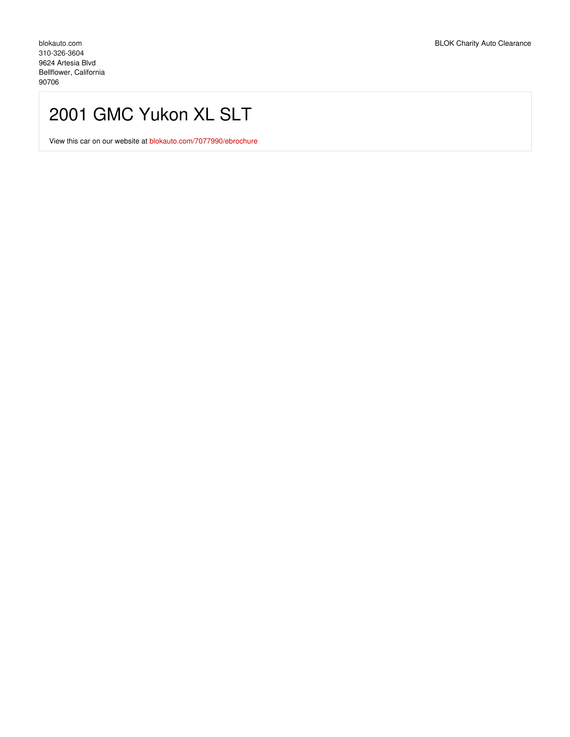blokauto.com
310-326-3604
9624 Artesia Blvd
Bellflower, California
90706

BLOK Charity Auto Clearance

# 2001 GMC Yukon XL SLT

View this car on our website at blokauto.com/7077990/ebrochure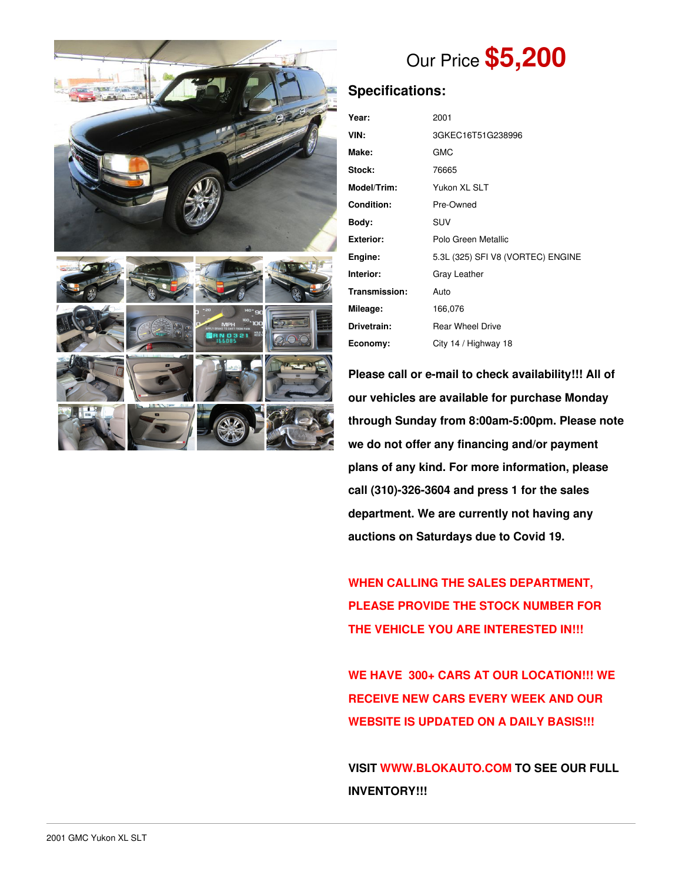Our Price **$5,200**

## Specifications:

| | |
|---|---|
| **Year:** | 2001 |
| **VIN:** | 3GKEC16T51G238996 |
| **Make:** | GMC |
| **Stock:** | 76665 |
| **Model/Trim:** | Yukon XL SLT |
| **Condition:** | Pre-Owned |
| **Body:** | SUV |
| **Exterior:** | Polo Green Metallic |
| **Engine:** | 5.3L (325) SFI V8 (VORTEC) ENGINE |
| **Interior:** | Gray Leather |
| **Transmission:** | Auto |
| **Mileage:** | 166,076 |
| **Drivetrain:** | Rear Wheel Drive |
| **Economy:** | City 14 / Highway 18 |

**Please call or e-mail to check availability!!! All of our vehicles are available for purchase Monday through Sunday from 8:00am-5:00pm. Please note we do not offer any financing and/or payment plans of any kind. For more information, please call (310)-326-3604 and press 1 for the sales department. We are currently not having any auctions on Saturdays due to Covid 19.**

**WHEN CALLING THE SALES DEPARTMENT, PLEASE PROVIDE THE STOCK NUMBER FOR THE VEHICLE YOU ARE INTERESTED IN!!!**

**WE HAVE 300+ CARS AT OUR LOCATION!!! WE RECEIVE NEW CARS EVERY WEEK AND OUR WEBSITE IS UPDATED ON A DAILY BASIS!!!**

**VISIT WWW.BLOKAUTO.COM TO SEE OUR FULL INVENTORY!!!**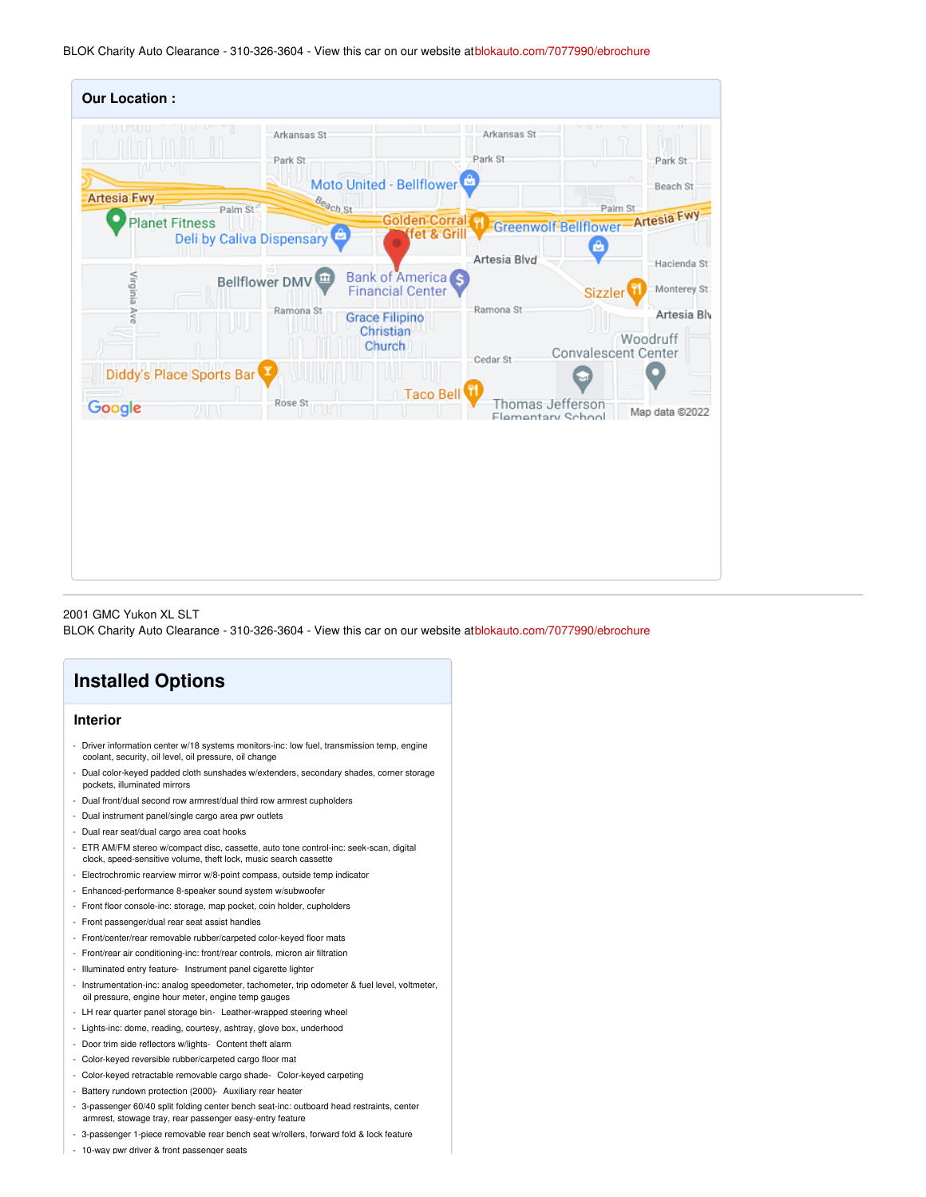BLOK Charity Auto Clearance - 310-326-3604 - View this car on our website at blokauto.com/7077990/ebrochure

**Our Location :**

2001 GMC Yukon XL SLT
BLOK Charity Auto Clearance - 310-326-3604 - View this car on our website at blokauto.com/7077990/ebrochure

## Installed Options

### Interior

- Driver information center w/18 systems monitors-inc: low fuel, transmission temp, engine coolant, security, oil level, oil pressure, oil change
- Dual color-keyed padded cloth sunshades w/extenders, secondary shades, corner storage pockets, illuminated mirrors
- Dual front/dual second row armrest/dual third row armrest cupholders
- Dual instrument panel/single cargo area pwr outlets
- Dual rear seat/dual cargo area coat hooks
- ETR AM/FM stereo w/compact disc, cassette, auto tone control-inc: seek-scan, digital clock, speed-sensitive volume, theft lock, music search cassette
- Electrochromic rearview mirror w/8-point compass, outside temp indicator
- Enhanced-performance 8-speaker sound system w/subwoofer
- Front floor console-inc: storage, map pocket, coin holder, cupholders
- Front passenger/dual rear seat assist handles
- Front/center/rear removable rubber/carpeted color-keyed floor mats
- Front/rear air conditioning-inc: front/rear controls, micron air filtration
- Illuminated entry feature- Instrument panel cigarette lighter
- Instrumentation-inc: analog speedometer, tachometer, trip odometer & fuel level, voltmeter, oil pressure, engine hour meter, engine temp gauges
- LH rear quarter panel storage bin- Leather-wrapped steering wheel
- Lights-inc: dome, reading, courtesy, ashtray, glove box, underhood
- Door trim side reflectors w/lights- Content theft alarm
- Color-keyed reversible rubber/carpeted cargo floor mat
- Color-keyed retractable removable cargo shade- Color-keyed carpeting
- Battery rundown protection (2000)- Auxiliary rear heater
- 3-passenger 60/40 split folding center bench seat-inc: outboard head restraints, center armrest, stowage tray, rear passenger easy-entry feature
- 3-passenger 1-piece removable rear bench seat w/rollers, forward fold & lock feature
- 10-way pwr driver & front passenger seats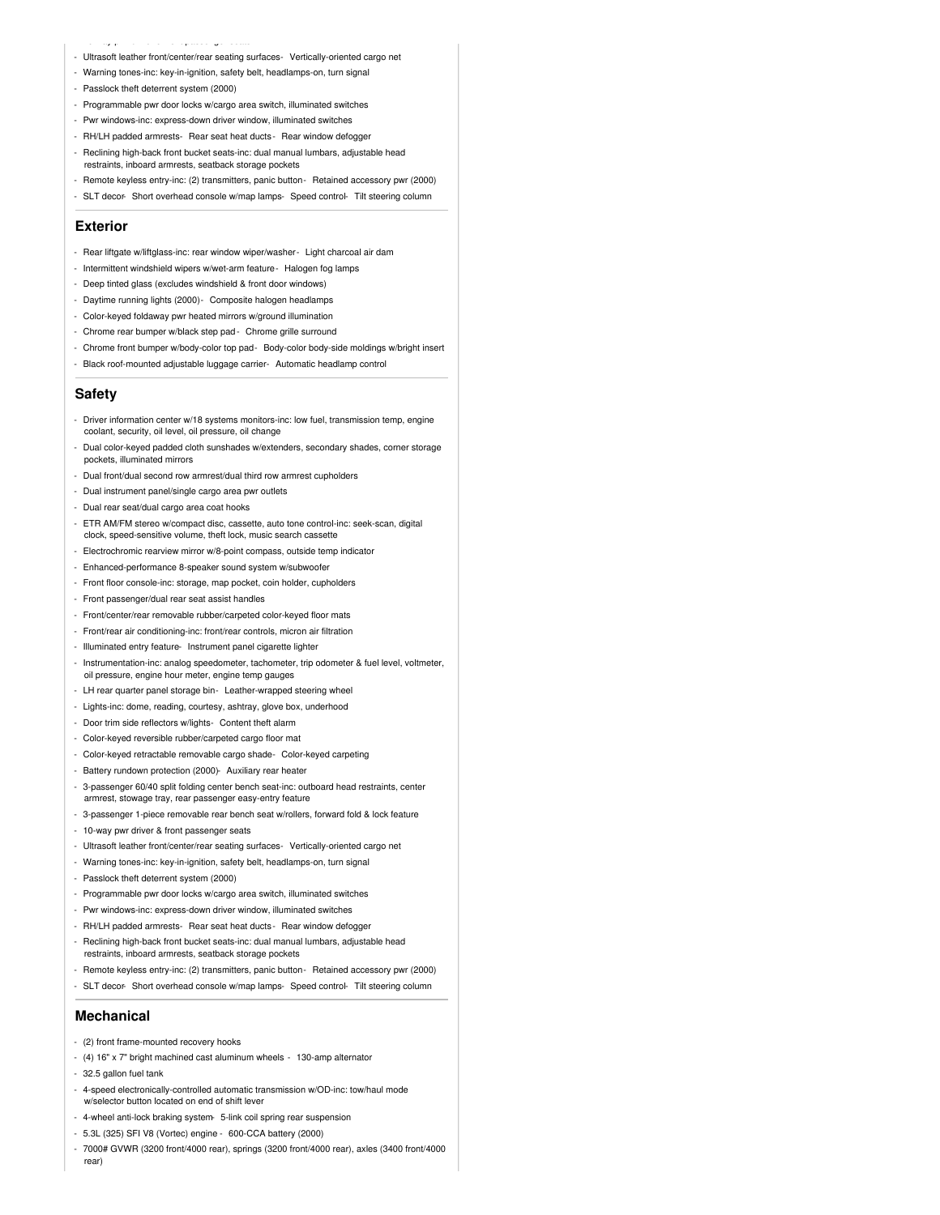- Ultrasoft leather front/center/rear seating surfaces- Vertically-oriented cargo net
- Warning tones-inc: key-in-ignition, safety belt, headlamps-on, turn signal
- Passlock theft deterrent system (2000)
- Programmable pwr door locks w/cargo area switch, illuminated switches
- Pwr windows-inc: express-down driver window, illuminated switches
- RH/LH padded armrests- Rear seat heat ducts- Rear window defogger
- Reclining high-back front bucket seats-inc: dual manual lumbars, adjustable head restraints, inboard armrests, seatback storage pockets
- Remote keyless entry-inc: (2) transmitters, panic button- Retained accessory pwr (2000)
- SLT decor- Short overhead console w/map lamps- Speed control- Tilt steering column

## Exterior

- Rear liftgate w/liftglass-inc: rear window wiper/washer- Light charcoal air dam
- Intermittent windshield wipers w/wet-arm feature- Halogen fog lamps
- Deep tinted glass (excludes windshield & front door windows)
- Daytime running lights (2000)- Composite halogen headlamps
- Color-keyed foldaway pwr heated mirrors w/ground illumination
- Chrome rear bumper w/black step pad- Chrome grille surround
- Chrome front bumper w/body-color top pad- Body-color body-side moldings w/bright insert
- Black roof-mounted adjustable luggage carrier- Automatic headlamp control

## Safety

- Driver information center w/18 systems monitors-inc: low fuel, transmission temp, engine coolant, security, oil level, oil pressure, oil change
- Dual color-keyed padded cloth sunshades w/extenders, secondary shades, corner storage pockets, illuminated mirrors
- Dual front/dual second row armrest/dual third row armrest cupholders
- Dual instrument panel/single cargo area pwr outlets
- Dual rear seat/dual cargo area coat hooks
- ETR AM/FM stereo w/compact disc, cassette, auto tone control-inc: seek-scan, digital clock, speed-sensitive volume, theft lock, music search cassette
- Electrochromic rearview mirror w/8-point compass, outside temp indicator
- Enhanced-performance 8-speaker sound system w/subwoofer
- Front floor console-inc: storage, map pocket, coin holder, cupholders
- Front passenger/dual rear seat assist handles
- Front/center/rear removable rubber/carpeted color-keyed floor mats
- Front/rear air conditioning-inc: front/rear controls, micron air filtration
- Illuminated entry feature- Instrument panel cigarette lighter
- Instrumentation-inc: analog speedometer, tachometer, trip odometer & fuel level, voltmeter, oil pressure, engine hour meter, engine temp gauges
- LH rear quarter panel storage bin- Leather-wrapped steering wheel
- Lights-inc: dome, reading, courtesy, ashtray, glove box, underhood
- Door trim side reflectors w/lights- Content theft alarm
- Color-keyed reversible rubber/carpeted cargo floor mat
- Color-keyed retractable removable cargo shade- Color-keyed carpeting
- Battery rundown protection (2000)- Auxiliary rear heater
- 3-passenger 60/40 split folding center bench seat-inc: outboard head restraints, center armrest, stowage tray, rear passenger easy-entry feature
- 3-passenger 1-piece removable rear bench seat w/rollers, forward fold & lock feature
- 10-way pwr driver & front passenger seats
- Ultrasoft leather front/center/rear seating surfaces- Vertically-oriented cargo net
- Warning tones-inc: key-in-ignition, safety belt, headlamps-on, turn signal
- Passlock theft deterrent system (2000)
- Programmable pwr door locks w/cargo area switch, illuminated switches
- Pwr windows-inc: express-down driver window, illuminated switches
- RH/LH padded armrests- Rear seat heat ducts- Rear window defogger
- Reclining high-back front bucket seats-inc: dual manual lumbars, adjustable head restraints, inboard armrests, seatback storage pockets
- Remote keyless entry-inc: (2) transmitters, panic button- Retained accessory pwr (2000)
- SLT decor- Short overhead console w/map lamps- Speed control- Tilt steering column

## Mechanical

- (2) front frame-mounted recovery hooks
- (4) 16" x 7" bright machined cast aluminum wheels - 130-amp alternator
- 32.5 gallon fuel tank
- 4-speed electronically-controlled automatic transmission w/OD-inc: tow/haul mode w/selector button located on end of shift lever
- 4-wheel anti-lock braking system- 5-link coil spring rear suspension
- 5.3L (325) SFI V8 (Vortec) engine - 600-CCA battery (2000)
- 7000# GVWR (3200 front/4000 rear), springs (3200 front/4000 rear), axles (3400 front/4000 rear)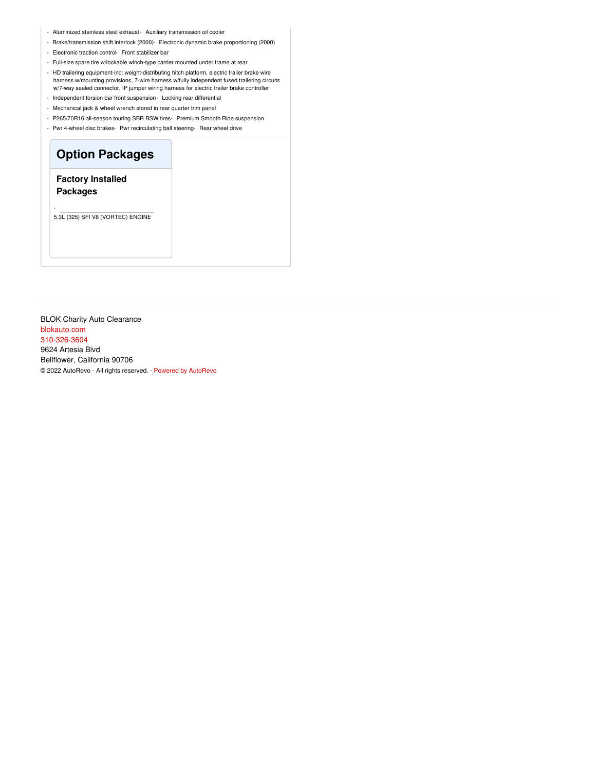- Aluminized stainless steel exhaust
- Auxiliary transmission oil cooler
- Brake/transmission shift interlock (2000)
- Electronic dynamic brake proportioning (2000)
- Electronic traction control
- Front stabilizer bar
- Full-size spare tire w/lockable winch-type carrier mounted under frame at rear
- HD trailering equipment-inc: weight-distributing hitch platform, electric trailer brake wire harness w/mounting provisions, 7-wire harness w/fully independent fused trailering circuits w/7-way sealed connector, IP jumper wiring harness for electric trailer brake controller
- Independent torsion bar front suspension
- Locking rear differential
- Mechanical jack & wheel wrench stored in rear quarter trim panel
- P265/70R16 all-season touring SBR BSW tires
- Premium Smooth Ride suspension
- Pwr 4-wheel disc brakes
- Pwr recirculating ball steering
- Rear wheel drive

## Option Packages

### Factory Installed Packages

-

5.3L (325) SFI V8 (VORTEC) ENGINE

BLOK Charity Auto Clearance
blokauto.com
310-326-3604
9624 Artesia Blvd
Bellflower, California 90706
© 2022 AutoRevo - All rights reserved. - Powered by AutoRevo